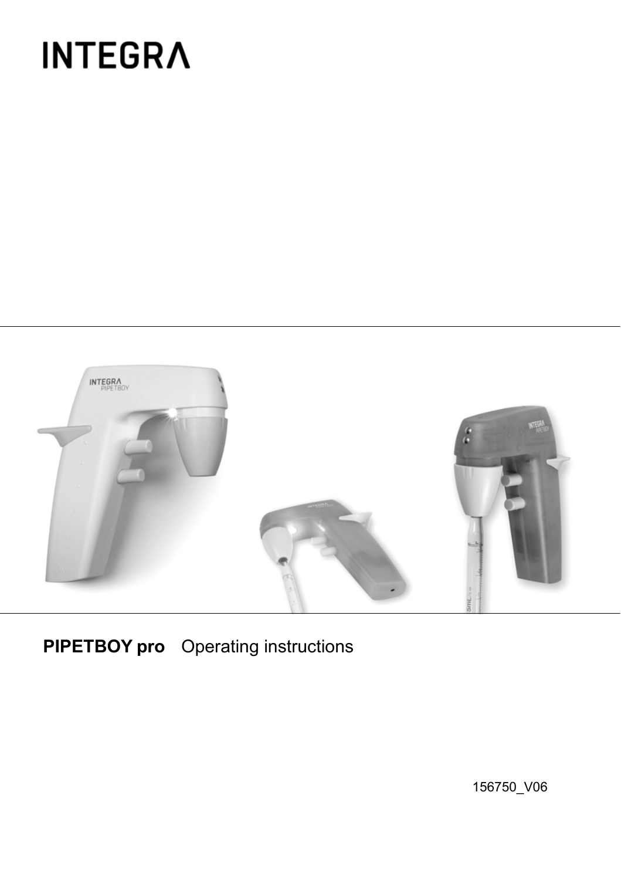# INTEGRA

**PIPETBOY pro** Operating instructions

156750_V06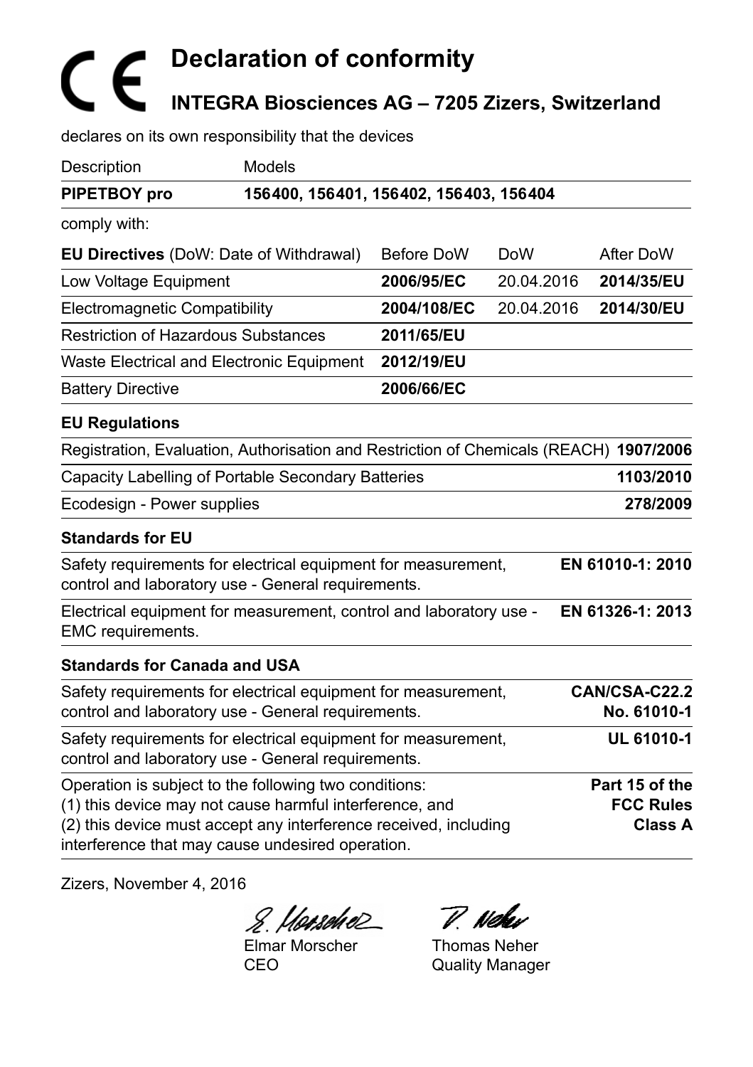# Declaration of conformity

## INTEGRA Biosciences AG – 7205 Zizers, Switzerland

declares on its own responsibility that the devices

| Description | Models |
|---|---|
| **PIPETBOY pro** | **156400, 156401, 156402, 156403, 156404** |

comply with:

| **EU Directives** (DoW: Date of Withdrawal) | Before DoW | DoW | After DoW |
|---|---|---|---|
| Low Voltage Equipment | **2006/95/EC** | 20.04.2016 | **2014/35/EU** |
| Electromagnetic Compatibility | **2004/108/EC** | 20.04.2016 | **2014/30/EU** |
| Restriction of Hazardous Substances | **2011/65/EU** | | |
| Waste Electrical and Electronic Equipment | **2012/19/EU** | | |
| Battery Directive | **2006/66/EC** | | |

**EU Regulations**

| | |
|---|---|
| Registration, Evaluation, Authorisation and Restriction of Chemicals (REACH) | **1907/2006** |
| Capacity Labelling of Portable Secondary Batteries | **1103/2010** |
| Ecodesign - Power supplies | **278/2009** |

**Standards for EU**

| | |
|---|---|
| Safety requirements for electrical equipment for measurement, control and laboratory use - General requirements. | **EN 61010-1: 2010** |
| Electrical equipment for measurement, control and laboratory use - EMC requirements. | **EN 61326-1: 2013** |

**Standards for Canada and USA**

| | |
|---|---|
| Safety requirements for electrical equipment for measurement, control and laboratory use - General requirements. | **CAN/CSA-C22.2 No. 61010-1** |
| Safety requirements for electrical equipment for measurement, control and laboratory use - General requirements. | **UL 61010-1** |
| Operation is subject to the following two conditions: (1) this device may not cause harmful interference, and (2) this device must accept any interference received, including interference that may cause undesired operation. | **Part 15 of the FCC Rules Class A** |

Zizers, November 4, 2016

| | |
|---|---|
| Elmar Morscher | Thomas Neher |
| CEO | Quality Manager |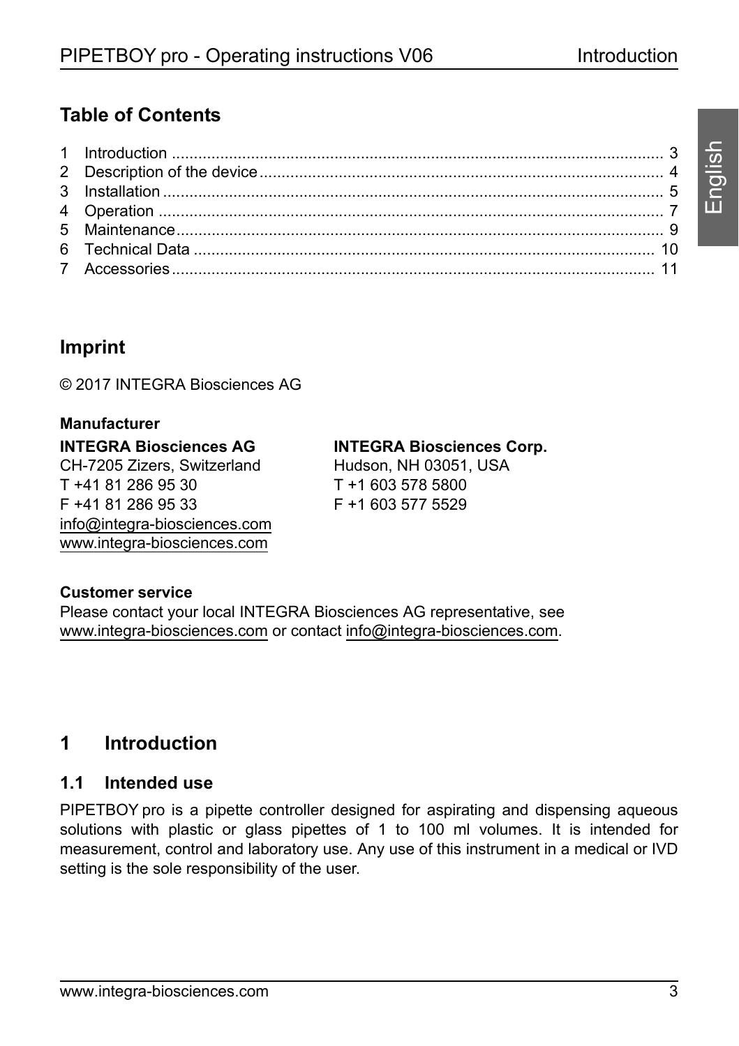## Table of Contents

1 Introduction ............................................................. 3
2 Description of the device ............................................................. 4
3 Installation ............................................................. 5
4 Operation ............................................................. 7
5 Maintenance ............................................................. 9
6 Technical Data ............................................................. 10
7 Accessories ............................................................. 11

## Imprint

© 2017 INTEGRA Biosciences AG

**Manufacturer**

**INTEGRA Biosciences AG**
CH-7205 Zizers, Switzerland
T +41 81 286 95 30
F +41 81 286 95 33
info@integra-biosciences.com
www.integra-biosciences.com

**INTEGRA Biosciences Corp.**
Hudson, NH 03051, USA
T +1 603 578 5800
F +1 603 577 5529

**Customer service**
Please contact your local INTEGRA Biosciences AG representative, see www.integra-biosciences.com or contact info@integra-biosciences.com.

# 1 Introduction

## 1.1 Intended use

PIPETBOY pro is a pipette controller designed for aspirating and dispensing aqueous solutions with plastic or glass pipettes of 1 to 100 ml volumes. It is intended for measurement, control and laboratory use. Any use of this instrument in a medical or IVD setting is the sole responsibility of the user.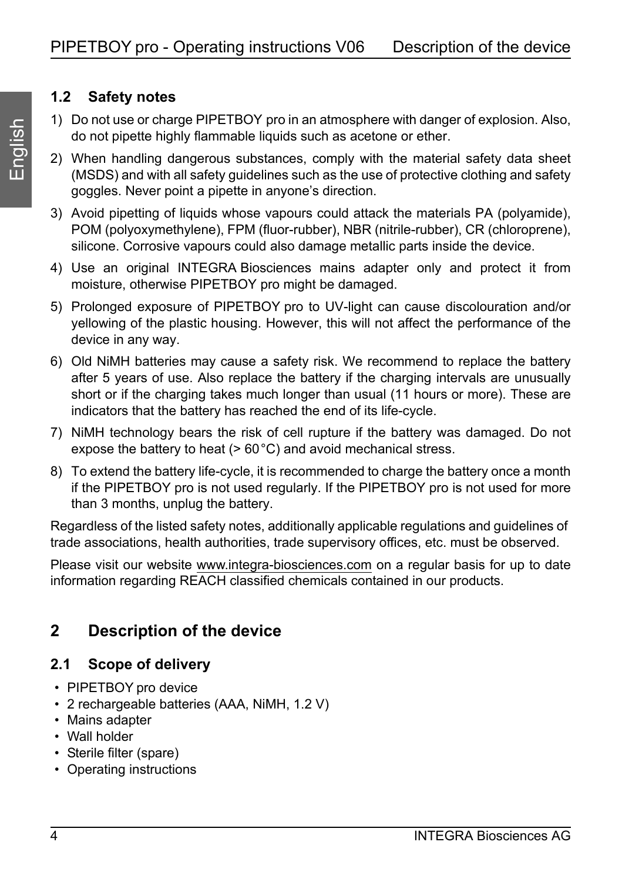## 1.2 Safety notes

1) Do not use or charge PIPETBOY pro in an atmosphere with danger of explosion. Also, do not pipette highly flammable liquids such as acetone or ether.
2) When handling dangerous substances, comply with the material safety data sheet (MSDS) and with all safety guidelines such as the use of protective clothing and safety goggles. Never point a pipette in anyone's direction.
3) Avoid pipetting of liquids whose vapours could attack the materials PA (polyamide), POM (polyoxymethylene), FPM (fluor-rubber), NBR (nitrile-rubber), CR (chloroprene), silicone. Corrosive vapours could also damage metallic parts inside the device.
4) Use an original INTEGRA Biosciences mains adapter only and protect it from moisture, otherwise PIPETBOY pro might be damaged.
5) Prolonged exposure of PIPETBOY pro to UV-light can cause discolouration and/or yellowing of the plastic housing. However, this will not affect the performance of the device in any way.
6) Old NiMH batteries may cause a safety risk. We recommend to replace the battery after 5 years of use. Also replace the battery if the charging intervals are unusually short or if the charging takes much longer than usual (11 hours or more). These are indicators that the battery has reached the end of its life-cycle.
7) NiMH technology bears the risk of cell rupture if the battery was damaged. Do not expose the battery to heat (> 60 °C) and avoid mechanical stress.
8) To extend the battery life-cycle, it is recommended to charge the battery once a month if the PIPETBOY pro is not used regularly. If the PIPETBOY pro is not used for more than 3 months, unplug the battery.

Regardless of the listed safety notes, additionally applicable regulations and guidelines of trade associations, health authorities, trade supervisory offices, etc. must be observed.

Please visit our website www.integra-biosciences.com on a regular basis for up to date information regarding REACH classified chemicals contained in our products.

# 2 Description of the device

## 2.1 Scope of delivery

- PIPETBOY pro device
- 2 rechargeable batteries (AAA, NiMH, 1.2 V)
- Mains adapter
- Wall holder
- Sterile filter (spare)
- Operating instructions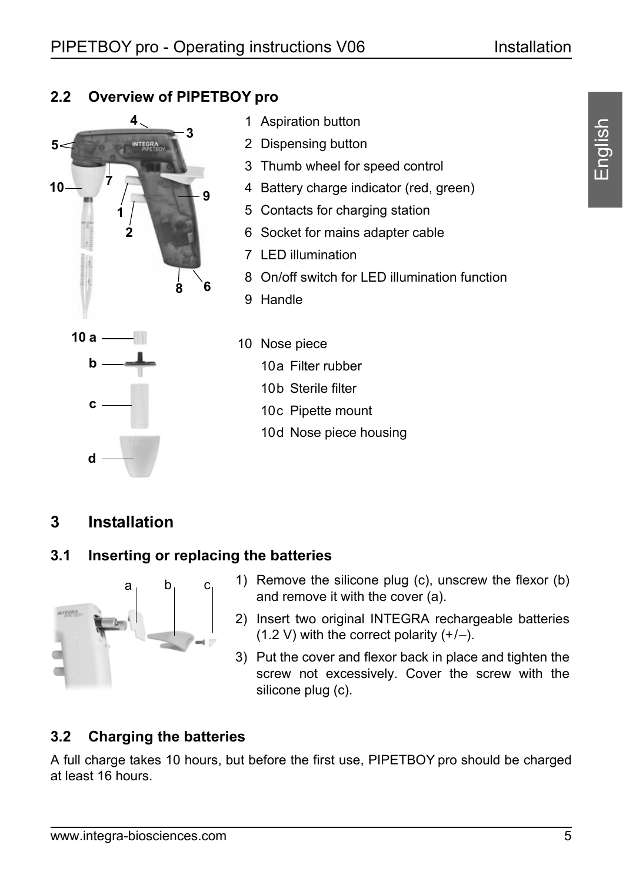## 2.2 Overview of PIPETBOY pro

1 Aspiration button
2 Dispensing button
3 Thumb wheel for speed control
4 Battery charge indicator (red, green)
5 Contacts for charging station
6 Socket for mains adapter cable
7 LED illumination
8 On/off switch for LED illumination function
9 Handle

10 Nose piece
- 10a Filter rubber
- 10b Sterile filter
- 10c Pipette mount
- 10d Nose piece housing

# 3 Installation

## 3.1 Inserting or replacing the batteries

1) Remove the silicone plug (c), unscrew the flexor (b) and remove it with the cover (a).
2) Insert two original INTEGRA rechargeable batteries (1.2 V) with the correct polarity (+/–).
3) Put the cover and flexor back in place and tighten the screw not excessively. Cover the screw with the silicone plug (c).

## 3.2 Charging the batteries

A full charge takes 10 hours, but before the first use, PIPETBOY pro should be charged at least 16 hours.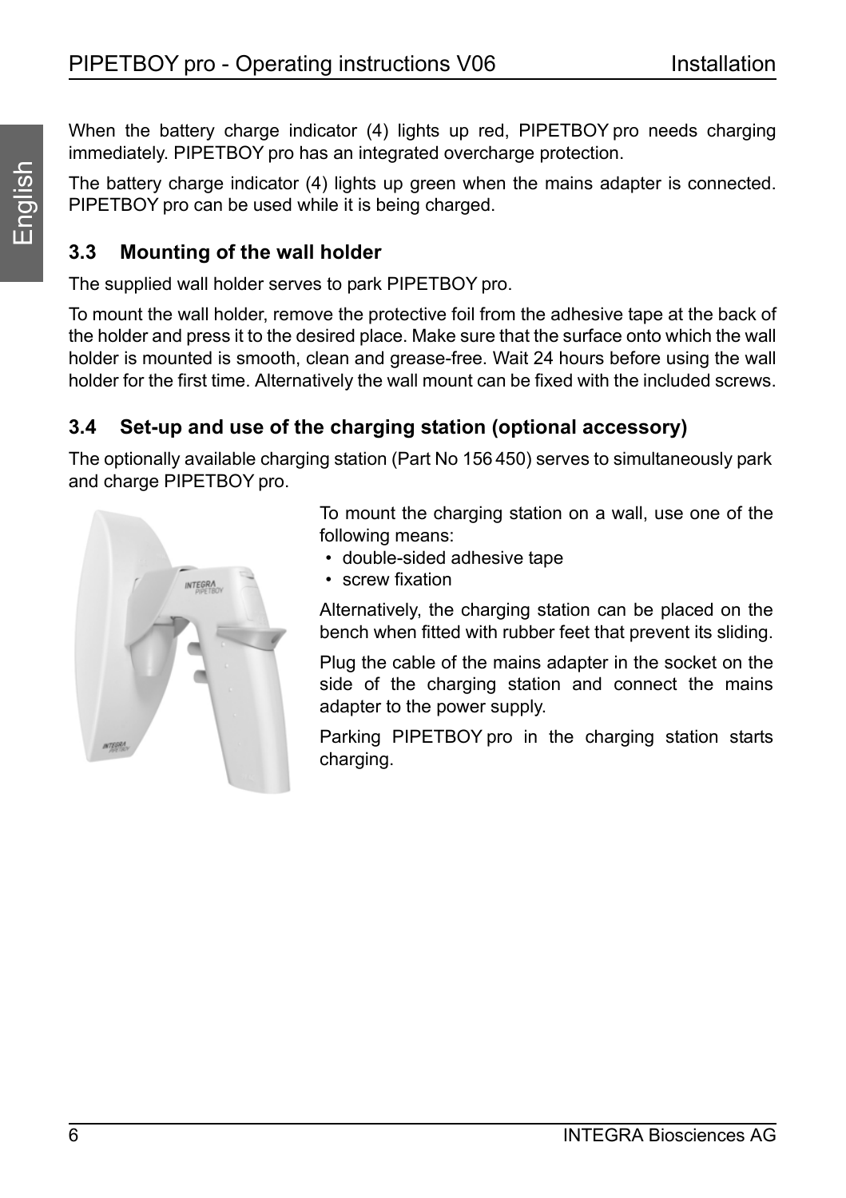When the battery charge indicator (4) lights up red, PIPETBOY pro needs charging immediately. PIPETBOY pro has an integrated overcharge protection.

The battery charge indicator (4) lights up green when the mains adapter is connected. PIPETBOY pro can be used while it is being charged.

### 3.3 Mounting of the wall holder

The supplied wall holder serves to park PIPETBOY pro.

To mount the wall holder, remove the protective foil from the adhesive tape at the back of the holder and press it to the desired place. Make sure that the surface onto which the wall holder is mounted is smooth, clean and grease-free. Wait 24 hours before using the wall holder for the first time. Alternatively the wall mount can be fixed with the included screws.

### 3.4 Set-up and use of the charging station (optional accessory)

The optionally available charging station (Part No 156 450) serves to simultaneously park and charge PIPETBOY pro.

To mount the charging station on a wall, use one of the following means:

- double-sided adhesive tape
- screw fixation

Alternatively, the charging station can be placed on the bench when fitted with rubber feet that prevent its sliding.

Plug the cable of the mains adapter in the socket on the side of the charging station and connect the mains adapter to the power supply.

Parking PIPETBOY pro in the charging station starts charging.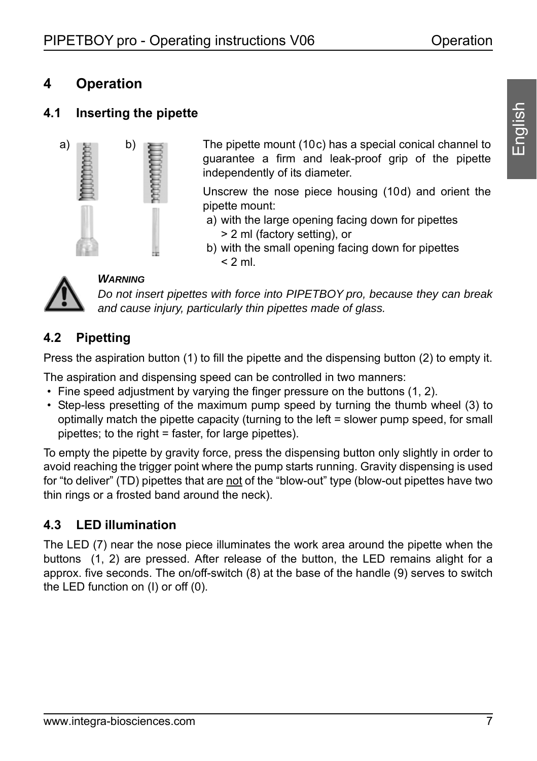# 4 Operation

## 4.1 Inserting the pipette

a) b)

The pipette mount (10c) has a special conical channel to guarantee a firm and leak-proof grip of the pipette independently of its diameter.

Unscrew the nose piece housing (10d) and orient the pipette mount:

a) with the large opening facing down for pipettes > 2 ml (factory setting), or
b) with the small opening facing down for pipettes < 2 ml.

***WARNING***

*Do not insert pipettes with force into PIPETBOY pro, because they can break and cause injury, particularly thin pipettes made of glass.*

## 4.2 Pipetting

Press the aspiration button (1) to fill the pipette and the dispensing button (2) to empty it.

The aspiration and dispensing speed can be controlled in two manners:

- Fine speed adjustment by varying the finger pressure on the buttons (1, 2).
- Step-less presetting of the maximum pump speed by turning the thumb wheel (3) to optimally match the pipette capacity (turning to the left = slower pump speed, for small pipettes; to the right = faster, for large pipettes).

To empty the pipette by gravity force, press the dispensing button only slightly in order to avoid reaching the trigger point where the pump starts running. Gravity dispensing is used for "to deliver" (TD) pipettes that are not of the "blow-out" type (blow-out pipettes have two thin rings or a frosted band around the neck).

## 4.3 LED illumination

The LED (7) near the nose piece illuminates the work area around the pipette when the buttons (1, 2) are pressed. After release of the button, the LED remains alight for a approx. five seconds. The on/off-switch (8) at the base of the handle (9) serves to switch the LED function on (I) or off (0).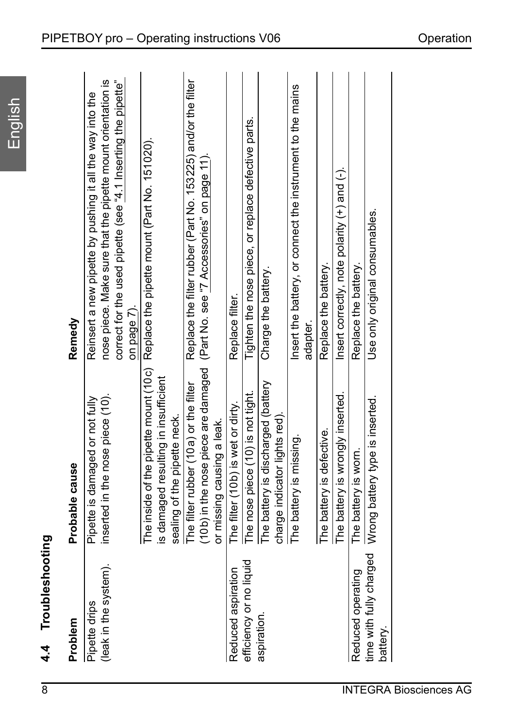## 4.4 Troubleshooting

| Problem | Probable cause | Remedy |
|---|---|---|
| Pipette drips (leak in the system). | Pipette is damaged or not fully inserted in the nose piece (10). | Reinsert a new pipette by pushing it all the way into the nose piece. Make sure that the pipette mount orientation is correct for the used pipette (see "4.1 Inserting the pipette" on page 7). |
| | The inside of the pipette mount (10c) is damaged resulting in insufficient sealing of the pipette neck. | Replace the pipette mount (Part No. 151020). |
| | The filter rubber (10a) or the filter (10b) in the nose piece are damaged or missing causing a leak. | Replace the filter rubber (Part No. 153225) and/or the filter (Part No. see "7 Accessories" on page 11). |
| Reduced aspiration efficiency or no liquid aspiration. | The filter (10b) is wet or dirty. | Replace filter. |
| | The nose piece (10) is not tight. | Tighten the nose piece, or replace defective parts. |
| | The battery is discharged (battery charge indicator lights red). | Charge the battery. |
| | The battery is missing. | Insert the battery, or connect the instrument to the mains adapter. |
| | The battery is defective. | Replace the battery. |
| | The battery is wrongly inserted. | Insert correctly, note polarity (+) and (-). |
| Reduced operating time with fully charged battery. | The battery is worn. | Replace the battery. |
| | Wrong battery type is inserted. | Use only original consumables. |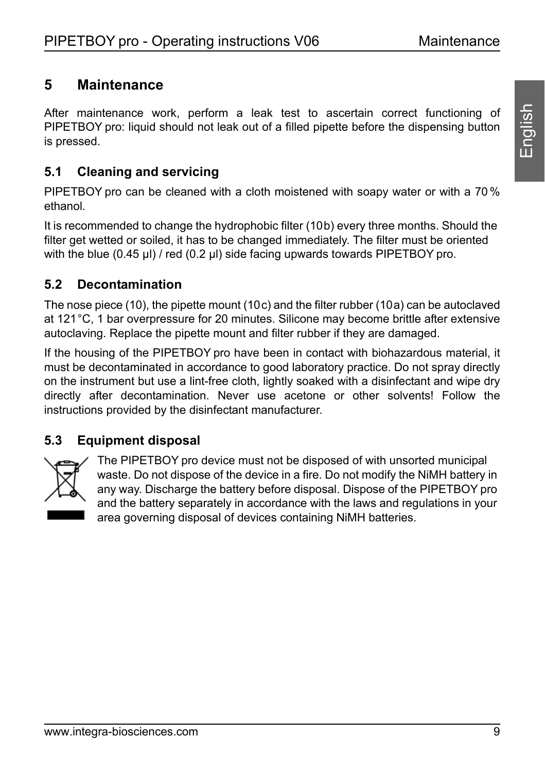# 5 Maintenance

After maintenance work, perform a leak test to ascertain correct functioning of PIPETBOY pro: liquid should not leak out of a filled pipette before the dispensing button is pressed.

## 5.1 Cleaning and servicing

PIPETBOY pro can be cleaned with a cloth moistened with soapy water or with a 70 % ethanol.

It is recommended to change the hydrophobic filter (10b) every three months. Should the filter get wetted or soiled, it has to be changed immediately. The filter must be oriented with the blue (0.45 µl) / red (0.2 µl) side facing upwards towards PIPETBOY pro.

## 5.2 Decontamination

The nose piece (10), the pipette mount (10c) and the filter rubber (10a) can be autoclaved at 121 °C, 1 bar overpressure for 20 minutes. Silicone may become brittle after extensive autoclaving. Replace the pipette mount and filter rubber if they are damaged.

If the housing of the PIPETBOY pro have been in contact with biohazardous material, it must be decontaminated in accordance to good laboratory practice. Do not spray directly on the instrument but use a lint-free cloth, lightly soaked with a disinfectant and wipe dry directly after decontamination. Never use acetone or other solvents! Follow the instructions provided by the disinfectant manufacturer.

## 5.3 Equipment disposal

The PIPETBOY pro device must not be disposed of with unsorted municipal waste. Do not dispose of the device in a fire. Do not modify the NiMH battery in any way. Discharge the battery before disposal. Dispose of the PIPETBOY pro and the battery separately in accordance with the laws and regulations in your area governing disposal of devices containing NiMH batteries.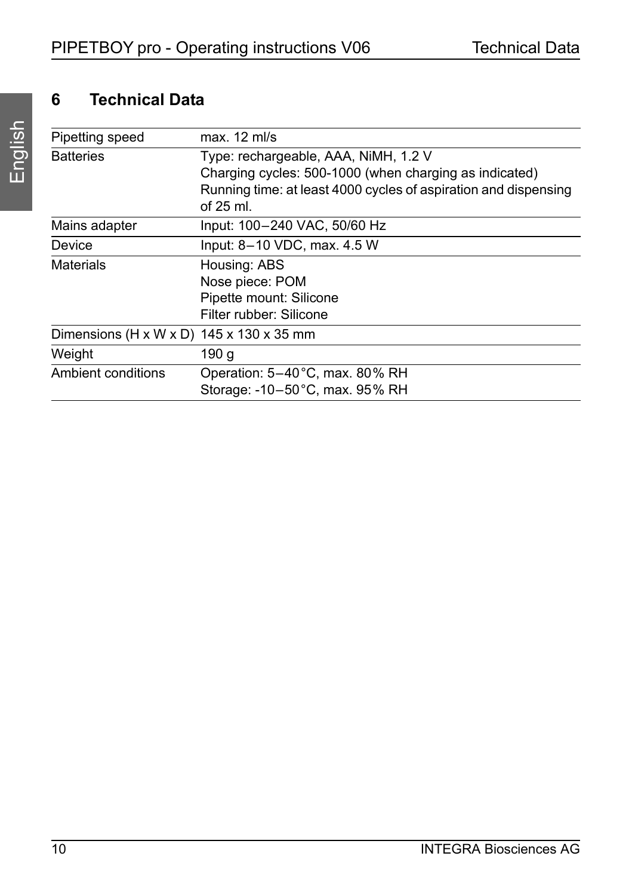# 6 Technical Data

| | |
|---|---|
| Pipetting speed | max. 12 ml/s |
| Batteries | Type: rechargeable, AAA, NiMH, 1.2 V<br>Charging cycles: 500-1000 (when charging as indicated)<br>Running time: at least 4000 cycles of aspiration and dispensing of 25 ml. |
| Mains adapter | Input: 100–240 VAC, 50/60 Hz |
| Device | Input: 8–10 VDC, max. 4.5 W |
| Materials | Housing: ABS<br>Nose piece: POM<br>Pipette mount: Silicone<br>Filter rubber: Silicone |
| Dimensions (H x W x D) | 145 x 130 x 35 mm |
| Weight | 190 g |
| Ambient conditions | Operation: 5–40 °C, max. 80% RH<br>Storage: -10–50 °C, max. 95% RH |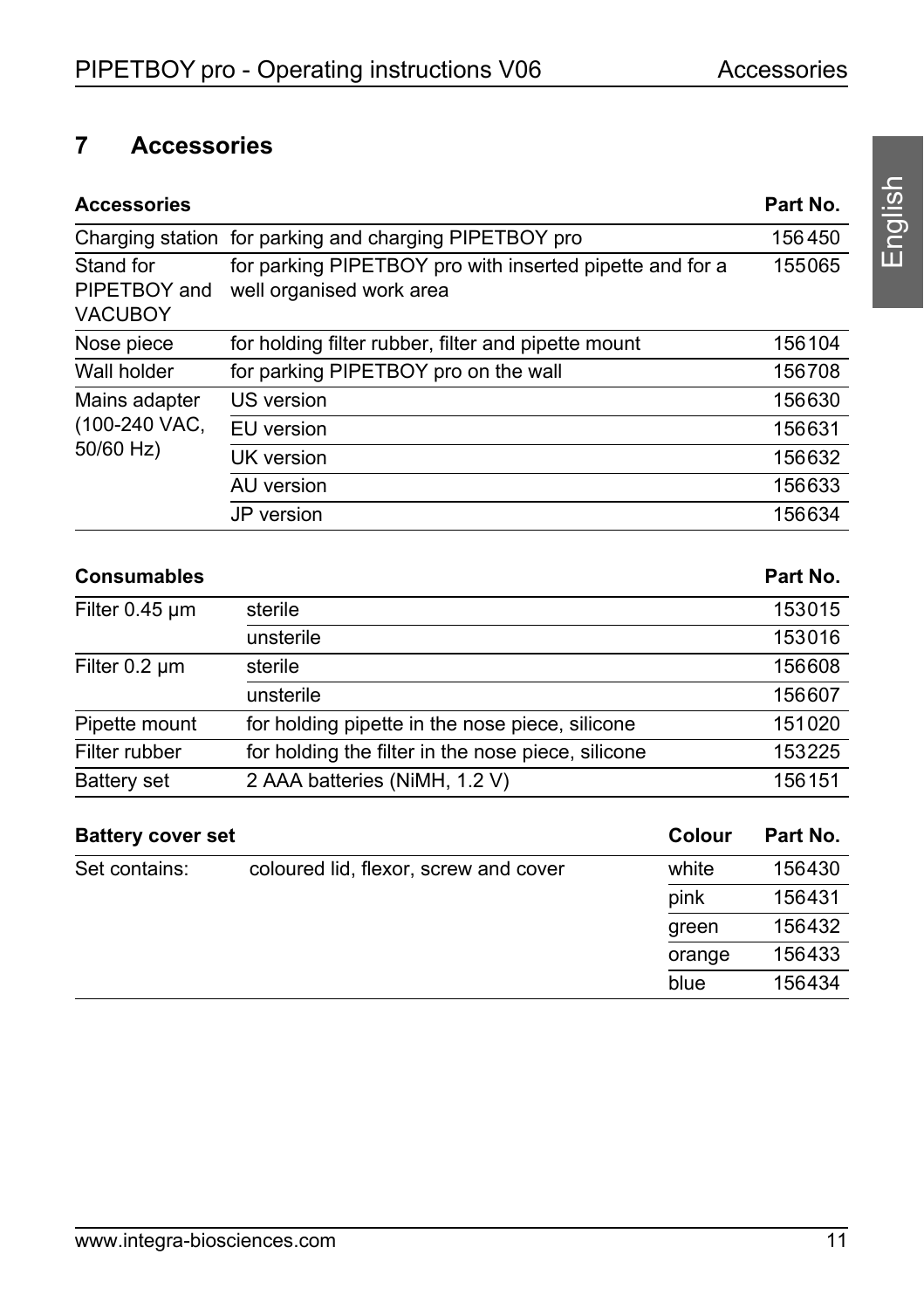## 7 Accessories

| Accessories | | Part No. |
|---|---|---|
| Charging station | for parking and charging PIPETBOY pro | 156450 |
| Stand for PIPETBOY and VACUBOY | for parking PIPETBOY pro with inserted pipette and for a well organised work area | 155065 |
| Nose piece | for holding filter rubber, filter and pipette mount | 156104 |
| Wall holder | for parking PIPETBOY pro on the wall | 156708 |
| Mains adapter (100-240 VAC, 50/60 Hz) | US version | 156630 |
| | EU version | 156631 |
| | UK version | 156632 |
| | AU version | 156633 |
| | JP version | 156634 |

| Consumables | | Part No. |
|---|---|---|
| Filter 0.45 µm | sterile | 153015 |
| | unsterile | 153016 |
| Filter 0.2 µm | sterile | 156608 |
| | unsterile | 156607 |
| Pipette mount | for holding pipette in the nose piece, silicone | 151020 |
| Filter rubber | for holding the filter in the nose piece, silicone | 153225 |
| Battery set | 2 AAA batteries (NiMH, 1.2 V) | 156151 |

| Battery cover set | | Colour | Part No. |
|---|---|---|---|
| Set contains: | coloured lid, flexor, screw and cover | white | 156430 |
| | | pink | 156431 |
| | | green | 156432 |
| | | orange | 156433 |
| | | blue | 156434 |